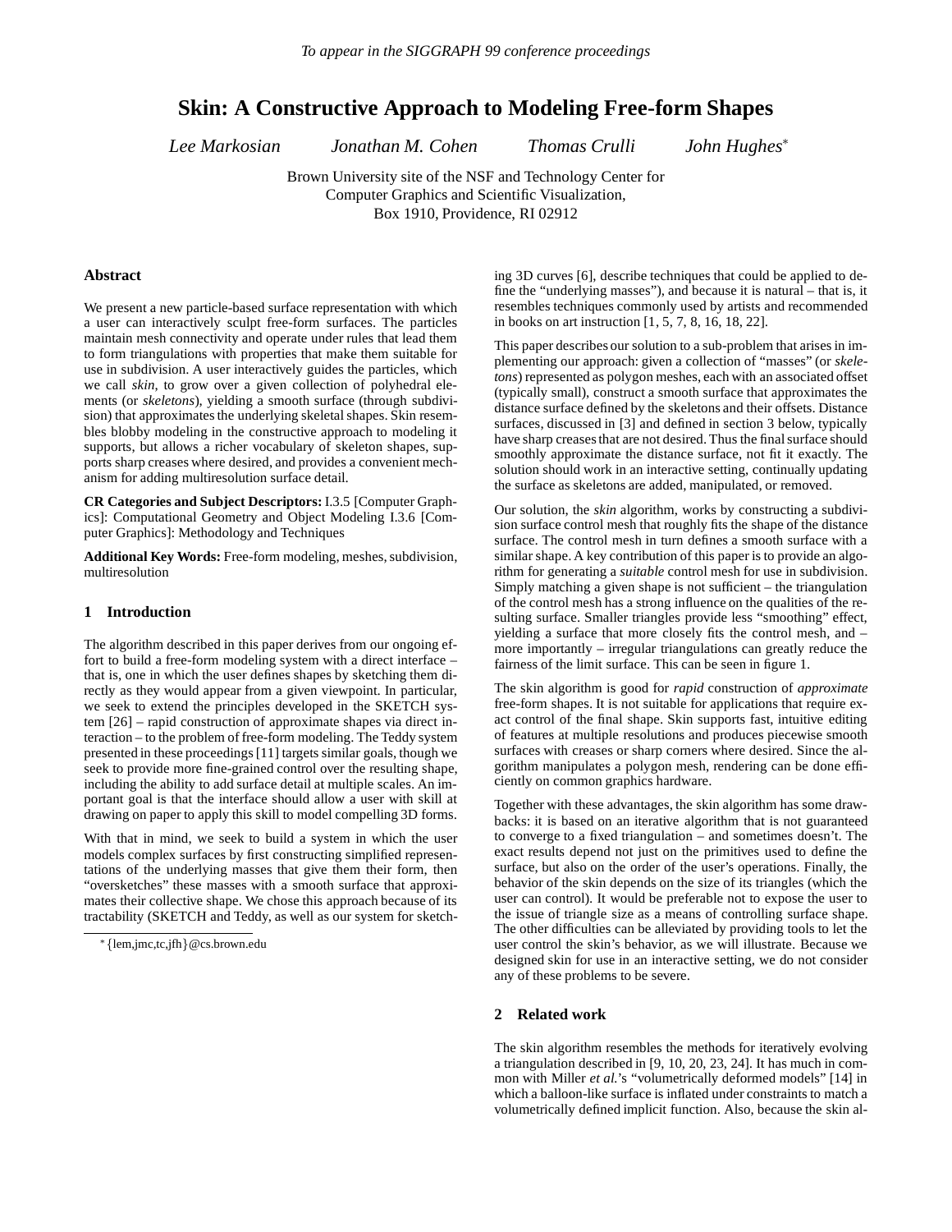*To appear in the SIGGRAPH 99 conference proceedings*

# Skin: A Constructive Approach to Modeling Free-form Shapes

*Lee Markosian* *Jonathan M. Cohen* *Thomas Crulli* *John Hughes*[*]

Brown University site of the NSF and Technology Center for
Computer Graphics and Scientific Visualization,
Box 1910, Providence, RI 02912

## Abstract

We present a new particle-based surface representation with which a user can interactively sculpt free-form surfaces. The particles maintain mesh connectivity and operate under rules that lead them to form triangulations with properties that make them suitable for use in subdivision. A user interactively guides the particles, which we call *skin*, to grow over a given collection of polyhedral elements (or *skeletons*), yielding a smooth surface (through subdivision) that approximates the underlying skeletal shapes. Skin resembles blobby modeling in the constructive approach to modeling it supports, but allows a richer vocabulary of skeleton shapes, supports sharp creases where desired, and provides a convenient mechanism for adding multiresolution surface detail.

**CR Categories and Subject Descriptors:** I.3.5 [Computer Graphics]: Computational Geometry and Object Modeling I.3.6 [Computer Graphics]: Methodology and Techniques

**Additional Key Words:** Free-form modeling, meshes, subdivision, multiresolution

## 1 Introduction

The algorithm described in this paper derives from our ongoing effort to build a free-form modeling system with a direct interface – that is, one in which the user defines shapes by sketching them directly as they would appear from a given viewpoint. In particular, we seek to extend the principles developed in the SKETCH system [26] – rapid construction of approximate shapes via direct interaction – to the problem of free-form modeling. The Teddy system presented in these proceedings [11] targets similar goals, though we seek to provide more fine-grained control over the resulting shape, including the ability to add surface detail at multiple scales. An important goal is that the interface should allow a user with skill at drawing on paper to apply this skill to model compelling 3D forms.

With that in mind, we seek to build a system in which the user models complex surfaces by first constructing simplified representations of the underlying masses that give them their form, then "oversketches" these masses with a smooth surface that approximates their collective shape. We chose this approach because of its tractability (SKETCH and Teddy, as well as our system for sketching 3D curves [6], describe techniques that could be applied to define the "underlying masses"), and because it is natural – that is, it resembles techniques commonly used by artists and recommended in books on art instruction [1, 5, 7, 8, 16, 18, 22].

This paper describes our solution to a sub-problem that arises in implementing our approach: given a collection of "masses" (or *skeletons*) represented as polygon meshes, each with an associated offset (typically small), construct a smooth surface that approximates the distance surface defined by the skeletons and their offsets. Distance surfaces, discussed in [3] and defined in section 3 below, typically have sharp creases that are not desired. Thus the final surface should smoothly approximate the distance surface, not fit it exactly. The solution should work in an interactive setting, continually updating the surface as skeletons are added, manipulated, or removed.

Our solution, the *skin* algorithm, works by constructing a subdivision surface control mesh that roughly fits the shape of the distance surface. The control mesh in turn defines a smooth surface with a similar shape. A key contribution of this paper is to provide an algorithm for generating a *suitable* control mesh for use in subdivision. Simply matching a given shape is not sufficient – the triangulation of the control mesh has a strong influence on the qualities of the resulting surface. Smaller triangles provide less "smoothing" effect, yielding a surface that more closely fits the control mesh, and – more importantly – irregular triangulations can greatly reduce the fairness of the limit surface. This can be seen in figure 1.

The skin algorithm is good for *rapid* construction of *approximate* free-form shapes. It is not suitable for applications that require exact control of the final shape. Skin supports fast, intuitive editing of features at multiple resolutions and produces piecewise smooth surfaces with creases or sharp corners where desired. Since the algorithm manipulates a polygon mesh, rendering can be done efficiently on common graphics hardware.

Together with these advantages, the skin algorithm has some drawbacks: it is based on an iterative algorithm that is not guaranteed to converge to a fixed triangulation – and sometimes doesn't. The exact results depend not just on the primitives used to define the surface, but also on the order of the user's operations. Finally, the behavior of the skin depends on the size of its triangles (which the user can control). It would be preferable not to expose the user to the issue of triangle size as a means of controlling surface shape. The other difficulties can be alleviated by providing tools to let the user control the skin's behavior, as we will illustrate. Because we designed skin for use in an interactive setting, we do not consider any of these problems to be severe.

## 2 Related work

The skin algorithm resembles the methods for iteratively evolving a triangulation described in [9, 10, 20, 23, 24]. It has much in common with Miller *et al.*'s "volumetrically deformed models" [14] in which a balloon-like surface is inflated under constraints to match a volumetrically defined implicit function. Also, because the skin al-

[*] {lem,jmc,tc,jfh}@cs.brown.edu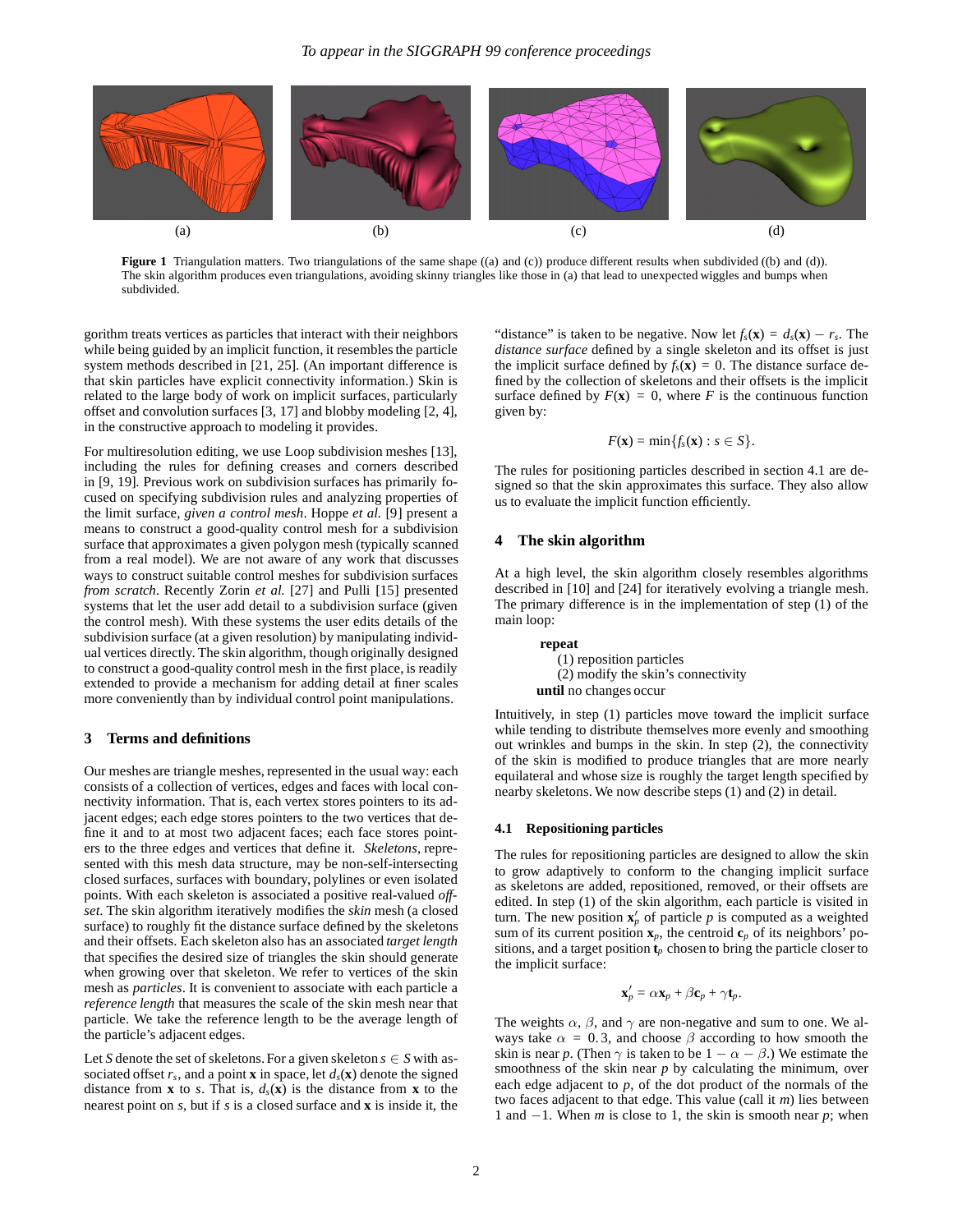(a) (b) (c) (d)

**Figure 1** Triangulation matters. Two triangulations of the same shape ((a) and (c)) produce different results when subdivided ((b) and (d)). The skin algorithm produces even triangulations, avoiding skinny triangles like those in (a) that lead to unexpected wiggles and bumps when subdivided.

gorithm treats vertices as particles that interact with their neighbors while being guided by an implicit function, it resembles the particle system methods described in [21, 25]. (An important difference is that skin particles have explicit connectivity information.) Skin is related to the large body of work on implicit surfaces, particularly offset and convolution surfaces [3, 17] and blobby modeling [2, 4], in the constructive approach to modeling it provides.

For multiresolution editing, we use Loop subdivision meshes [13], including the rules for defining creases and corners described in [9, 19]. Previous work on subdivision surfaces has primarily focused on specifying subdivision rules and analyzing properties of the limit surface, *given a control mesh*. Hoppe *et al.* [9] present a means to construct a good-quality control mesh for a subdivision surface that approximates a given polygon mesh (typically scanned from a real model). We are not aware of any work that discusses ways to construct suitable control meshes for subdivision surfaces *from scratch*. Recently Zorin *et al.* [27] and Pulli [15] presented systems that let the user add detail to a subdivision surface (given the control mesh). With these systems the user edits details of the subdivision surface (at a given resolution) by manipulating individual vertices directly. The skin algorithm, though originally designed to construct a good-quality control mesh in the first place, is readily extended to provide a mechanism for adding detail at finer scales more conveniently than by individual control point manipulations.

## 3 Terms and definitions

Our meshes are triangle meshes, represented in the usual way: each consists of a collection of vertices, edges and faces with local connectivity information. That is, each vertex stores pointers to its adjacent edges; each edge stores pointers to the two vertices that define it and to at most two adjacent faces; each face stores pointers to the three edges and vertices that define it. *Skeletons*, represented with this mesh data structure, may be non-self-intersecting closed surfaces, surfaces with boundary, polylines or even isolated points. With each skeleton is associated a positive real-valued *offset*. The skin algorithm iteratively modifies the *skin* mesh (a closed surface) to roughly fit the distance surface defined by the skeletons and their offsets. Each skeleton also has an associated *target length* that specifies the desired size of triangles the skin should generate when growing over that skeleton. We refer to vertices of the skin mesh as *particles*. It is convenient to associate with each particle a *reference length* that measures the scale of the skin mesh near that particle. We take the reference length to be the average length of the particle's adjacent edges.

Let $S$ denote the set of skeletons. For a given skeleton $s \in S$ with associated offset $r_s$, and a point $\mathbf{x}$ in space, let $d_s(\mathbf{x})$ denote the signed distance from $\mathbf{x}$ to $s$. That is, $d_s(\mathbf{x})$ is the distance from $\mathbf{x}$ to the nearest point on $s$, but if $s$ is a closed surface and $\mathbf{x}$ is inside it, the "distance" is taken to be negative. Now let $f_s(\mathbf{x}) = d_s(\mathbf{x}) - r_s$. The *distance surface* defined by a single skeleton and its offset is just the implicit surface defined by $f_s(\mathbf{x}) = 0$. The distance surface defined by the collection of skeletons and their offsets is the implicit surface defined by $F(\mathbf{x}) = 0$, where $F$ is the continuous function given by:

$$F(\mathbf{x}) = \min\{f_s(\mathbf{x}) : s \in S\}.$$

The rules for positioning particles described in section 4.1 are designed so that the skin approximates this surface. They also allow us to evaluate the implicit function efficiently.

## 4 The skin algorithm

At a high level, the skin algorithm closely resembles algorithms described in [10] and [24] for iteratively evolving a triangle mesh. The primary difference is in the implementation of step (1) of the main loop:

```
repeat
    (1) reposition particles
    (2) modify the skin's connectivity
until no changes occur
```

Intuitively, in step (1) particles move toward the implicit surface while tending to distribute themselves more evenly and smoothing out wrinkles and bumps in the skin. In step (2), the connectivity of the skin is modified to produce triangles that are more nearly equilateral and whose size is roughly the target length specified by nearby skeletons. We now describe steps (1) and (2) in detail.

### 4.1 Repositioning particles

The rules for repositioning particles are designed to allow the skin to grow adaptively to conform to the changing implicit surface as skeletons are added, repositioned, removed, or their offsets are edited. In step (1) of the skin algorithm, each particle is visited in turn. The new position $\mathbf{x}'_p$ of particle $p$ is computed as a weighted sum of its current position $\mathbf{x}_p$, the centroid $\mathbf{c}_p$ of its neighbors' positions, and a target position $\mathbf{t}_p$ chosen to bring the particle closer to the implicit surface:

$$\mathbf{x}'_p = \alpha\mathbf{x}_p + \beta\mathbf{c}_p + \gamma\mathbf{t}_p.$$

The weights $\alpha$, $\beta$, and $\gamma$ are non-negative and sum to one. We always take $\alpha = 0.3$, and choose $\beta$ according to how smooth the skin is near $p$. (Then $\gamma$ is taken to be $1 - \alpha - \beta$.) We estimate the smoothness of the skin near $p$ by calculating the minimum, over each edge adjacent to $p$, of the dot product of the normals of the two faces adjacent to that edge. This value (call it $m$) lies between 1 and $-1$. When $m$ is close to 1, the skin is smooth near $p$; when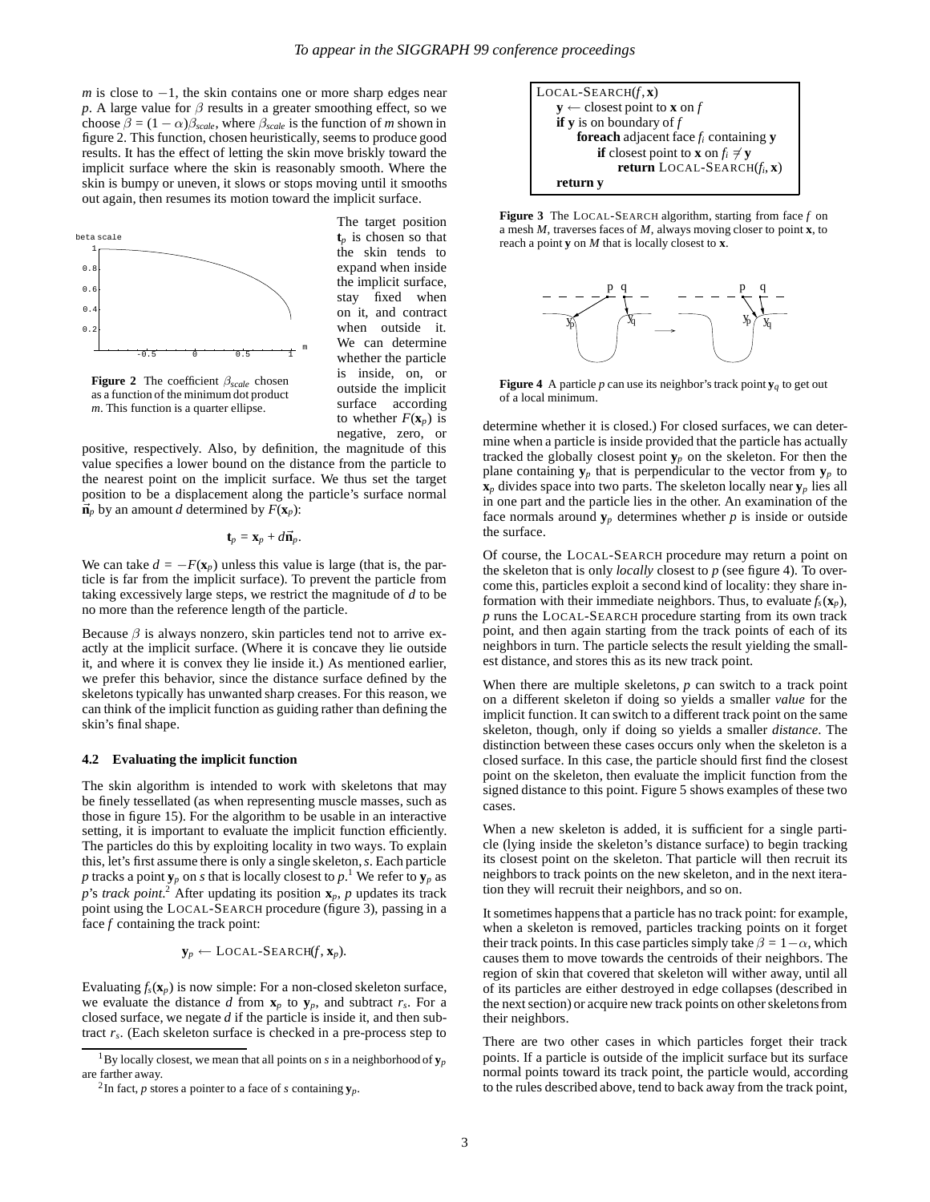$m$ is close to $-1$, the skin contains one or more sharp edges near $p$. A large value for $\beta$ results in a greater smoothing effect, so we choose $\beta = (1-\alpha)\beta_{scale}$, where $\beta_{scale}$ is the function of $m$ shown in figure 2. This function, chosen heuristically, seems to produce good results. It has the effect of letting the skin move briskly toward the implicit surface where the skin is reasonably smooth. Where the skin is bumpy or uneven, it slows or stops moving until it smooths out again, then resumes its motion toward the implicit surface.

**Figure 2** The coefficient $\beta_{scale}$ chosen as a function of the minimum dot product $m$. This function is a quarter ellipse.

The target position $\mathbf{t}_p$ is chosen so that the skin tends to expand when inside the implicit surface, stay fixed when on it, and contract when outside it. We can determine whether the particle is inside, on, or outside the implicit surface according to whether $F(\mathbf{x}_p)$ is negative, zero, or positive, respectively. Also, by definition, the magnitude of this value specifies a lower bound on the distance from the particle to the nearest point on the implicit surface. We thus set the target position to be a displacement along the particle's surface normal $\vec{\mathbf{n}}_p$ by an amount $d$ determined by $F(\mathbf{x}_p)$:

$$\mathbf{t}_p = \mathbf{x}_p + d\vec{\mathbf{n}}_p.$$

We can take $d = -F(\mathbf{x}_p)$ unless this value is large (that is, the particle is far from the implicit surface). To prevent the particle from taking excessively large steps, we restrict the magnitude of $d$ to be no more than the reference length of the particle.

Because $\beta$ is always nonzero, skin particles tend not to arrive exactly at the implicit surface. (Where it is concave they lie outside it, and where it is convex they lie inside it.) As mentioned earlier, we prefer this behavior, since the distance surface defined by the skeletons typically has unwanted sharp creases. For this reason, we can think of the implicit function as guiding rather than defining the skin's final shape.

### 4.2 Evaluating the implicit function

The skin algorithm is intended to work with skeletons that may be finely tessellated (as when representing muscle masses, such as those in figure 15). For the algorithm to be usable in an interactive setting, it is important to evaluate the implicit function efficiently. The particles do this by exploiting locality in two ways. To explain this, let's first assume there is only a single skeleton, $s$. Each particle $p$ tracks a point $\mathbf{y}_p$ on $s$ that is locally closest to $p$.[1] We refer to $\mathbf{y}_p$ as $p$'s *track point*.[2] After updating its position $\mathbf{x}_p$, $p$ updates its track point using the LOCAL-SEARCH procedure (figure 3), passing in a face $f$ containing the track point:

$$\mathbf{y}_p \leftarrow \text{LOCAL-SEARCH}(f, \mathbf{x}_p).$$

Evaluating $f_s(\mathbf{x}_p)$ is now simple: For a non-closed skeleton surface, we evaluate the distance $d$ from $\mathbf{x}_p$ to $\mathbf{y}_p$, and subtract $r_s$. For a closed surface, we negate $d$ if the particle is inside it, and then subtract $r_s$. (Each skeleton surface is checked in a pre-process step to determine whether it is closed.) For closed surfaces, we can determine when a particle is inside provided that the particle has actually tracked the globally closest point $\mathbf{y}_p$ on the skeleton. For then the plane containing $\mathbf{y}_p$ that is perpendicular to the vector from $\mathbf{y}_p$ to $\mathbf{x}_p$ divides space into two parts. The skeleton locally near $\mathbf{y}_p$ lies all in one part and the particle lies in the other. An examination of the face normals around $\mathbf{y}_p$ determines whether $p$ is inside or outside the surface.

```
LOCAL-SEARCH(f, x)
    y ← closest point to x on f
    if y is on boundary of f
        foreach adjacent face f_i containing y
            if closest point to x on f_i ≠ y
                return LOCAL-SEARCH(f_i, x)
    return y
```

**Figure 3** The LOCAL-SEARCH algorithm, starting from face $f$ on a mesh $M$, traverses faces of $M$, always moving closer to point $\mathbf{x}$, to reach a point $\mathbf{y}$ on $M$ that is locally closest to $\mathbf{x}$.

**Figure 4** A particle $p$ can use its neighbor's track point $\mathbf{y}_q$ to get out of a local minimum.

Of course, the LOCAL-SEARCH procedure may return a point on the skeleton that is only *locally* closest to $p$ (see figure 4). To overcome this, particles exploit a second kind of locality: they share information with their immediate neighbors. Thus, to evaluate $f_s(\mathbf{x}_p)$, $p$ runs the LOCAL-SEARCH procedure starting from its own track point, and then again starting from the track points of each of its neighbors in turn. The particle selects the result yielding the smallest distance, and stores this as its new track point.

When there are multiple skeletons, $p$ can switch to a track point on a different skeleton if doing so yields a smaller *value* for the implicit function. It can switch to a different track point on the same skeleton, though, only if doing so yields a smaller *distance*. The distinction between these cases occurs only when the skeleton is a closed surface. In this case, the particle should first find the closest point on the skeleton, then evaluate the implicit function from the signed distance to this point. Figure 5 shows examples of these two cases.

When a new skeleton is added, it is sufficient for a single particle (lying inside the skeleton's distance surface) to begin tracking its closest point on the skeleton. That particle will then recruit its neighbors to track points on the new skeleton, and in the next iteration they will recruit their neighbors, and so on.

It sometimes happens that a particle has no track point: for example, when a skeleton is removed, particles tracking points on it forget their track points. In this case particles simply take $\beta = 1-\alpha$, which causes them to move towards the centroids of their neighbors. The region of skin that covered that skeleton will wither away, until all of its particles are either destroyed in edge collapses (described in the next section) or acquire new track points on other skeletons from their neighbors.

There are two other cases in which particles forget their track points. If a particle is outside of the implicit surface but its surface normal points toward its track point, the particle would, according to the rules described above, tend to back away from the track point,

[1] By locally closest, we mean that all points on $s$ in a neighborhood of $\mathbf{y}_p$ are farther away.

[2] In fact, $p$ stores a pointer to a face of $s$ containing $\mathbf{y}_p$.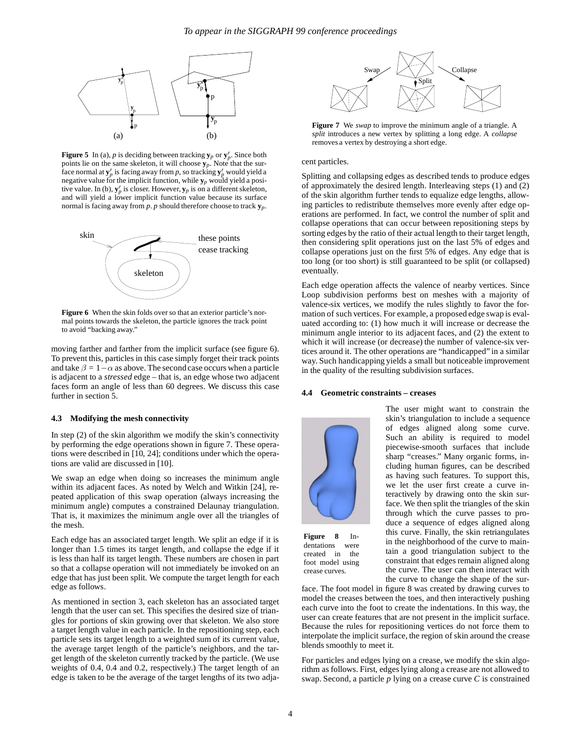**Figure 5** In (a), $p$ is deciding between tracking $\mathbf{y}_p$ or $\mathbf{y}'_p$. Since both points lie on the same skeleton, it will choose $\mathbf{y}_p$. Note that the surface normal at $\mathbf{y}'_p$ is facing away from $p$, so tracking $\mathbf{y}'_p$ would yield a negative value for the implicit function, while $\mathbf{y}_p$ would yield a positive value. In (b), $\mathbf{y}'_p$ is closer. However, $\mathbf{y}_p$ is on a different skeleton, and will yield a lower implicit function value because its surface normal is facing away from $p$. $p$ should therefore choose to track $\mathbf{y}_p$.

**Figure 6** When the skin folds over so that an exterior particle's normal points towards the skeleton, the particle ignores the track point to avoid "backing away."

moving farther and farther from the implicit surface (see figure 6). To prevent this, particles in this case simply forget their track points and take $\beta = 1 - \alpha$ as above. The second case occurs when a particle is adjacent to a *stressed* edge – that is, an edge whose two adjacent faces form an angle of less than 60 degrees. We discuss this case further in section 5.

### 4.3 Modifying the mesh connectivity

In step (2) of the skin algorithm we modify the skin's connectivity by performing the edge operations shown in figure 7. These operations were described in [10, 24]; conditions under which the operations are valid are discussed in [10].

We swap an edge when doing so increases the minimum angle within its adjacent faces. As noted by Welch and Witkin [24], repeated application of this swap operation (always increasing the minimum angle) computes a constrained Delaunay triangulation. That is, it maximizes the minimum angle over all the triangles of the mesh.

Each edge has an associated target length. We split an edge if it is longer than 1.5 times its target length, and collapse the edge if it is less than half its target length. These numbers are chosen in part so that a collapse operation will not immediately be invoked on an edge that has just been split. We compute the target length for each edge as follows.

As mentioned in section 3, each skeleton has an associated target length that the user can set. This specifies the desired size of triangles for portions of skin growing over that skeleton. We also store a target length value in each particle. In the repositioning step, each particle sets its target length to a weighted sum of its current value, the average target length of the particle's neighbors, and the target length of the skeleton currently tracked by the particle. (We use weights of 0.4, 0.4 and 0.2, respectively.) The target length of an edge is taken to be the average of the target lengths of its two adjacent particles.

**Figure 7** We *swap* to improve the minimum angle of a triangle. A *split* introduces a new vertex by splitting a long edge. A *collapse* removes a vertex by destroying a short edge.

Splitting and collapsing edges as described tends to produce edges of approximately the desired length. Interleaving steps (1) and (2) of the skin algorithm further tends to equalize edge lengths, allowing particles to redistribute themselves more evenly after edge operations are performed. In fact, we control the number of split and collapse operations that can occur between repositioning steps by sorting edges by the ratio of their actual length to their target length, then considering split operations just on the last 5% of edges and collapse operations just on the first 5% of edges. Any edge that is too long (or too short) is still guaranteed to be split (or collapsed) eventually.

Each edge operation affects the valence of nearby vertices. Since Loop subdivision performs best on meshes with a majority of valence-six vertices, we modify the rules slightly to favor the formation of such vertices. For example, a proposed edge swap is evaluated according to: (1) how much it will increase or decrease the minimum angle interior to its adjacent faces, and (2) the extent to which it will increase (or decrease) the number of valence-six vertices around it. The other operations are "handicapped" in a similar way. Such handicapping yields a small but noticeable improvement in the quality of the resulting subdivision surfaces.

### 4.4 Geometric constraints – creases

**Figure 8** Indentations were created in the foot model using crease curves.

The user might want to constrain the skin's triangulation to include a sequence of edges aligned along some curve. Such an ability is required to model piecewise-smooth surfaces that include sharp "creases." Many organic forms, including human figures, can be described as having such features. To support this, we let the user first create a curve interactively by drawing onto the skin surface. We then split the triangles of the skin through which the curve passes to produce a sequence of edges aligned along this curve. Finally, the skin retriangulates in the neighborhood of the curve to maintain a good triangulation subject to the constraint that edges remain aligned along the curve. The user can then interact with the curve to change the shape of the surface. The foot model in figure 8 was created by drawing curves to model the creases between the toes, and then interactively pushing each curve into the foot to create the indentations. In this way, the user can create features that are not present in the implicit surface. Because the rules for repositioning vertices do not force them to interpolate the implicit surface, the region of skin around the crease blends smoothly to meet it.

For particles and edges lying on a crease, we modify the skin algorithm as follows. First, edges lying along a crease are not allowed to swap. Second, a particle $p$ lying on a crease curve $C$ is constrained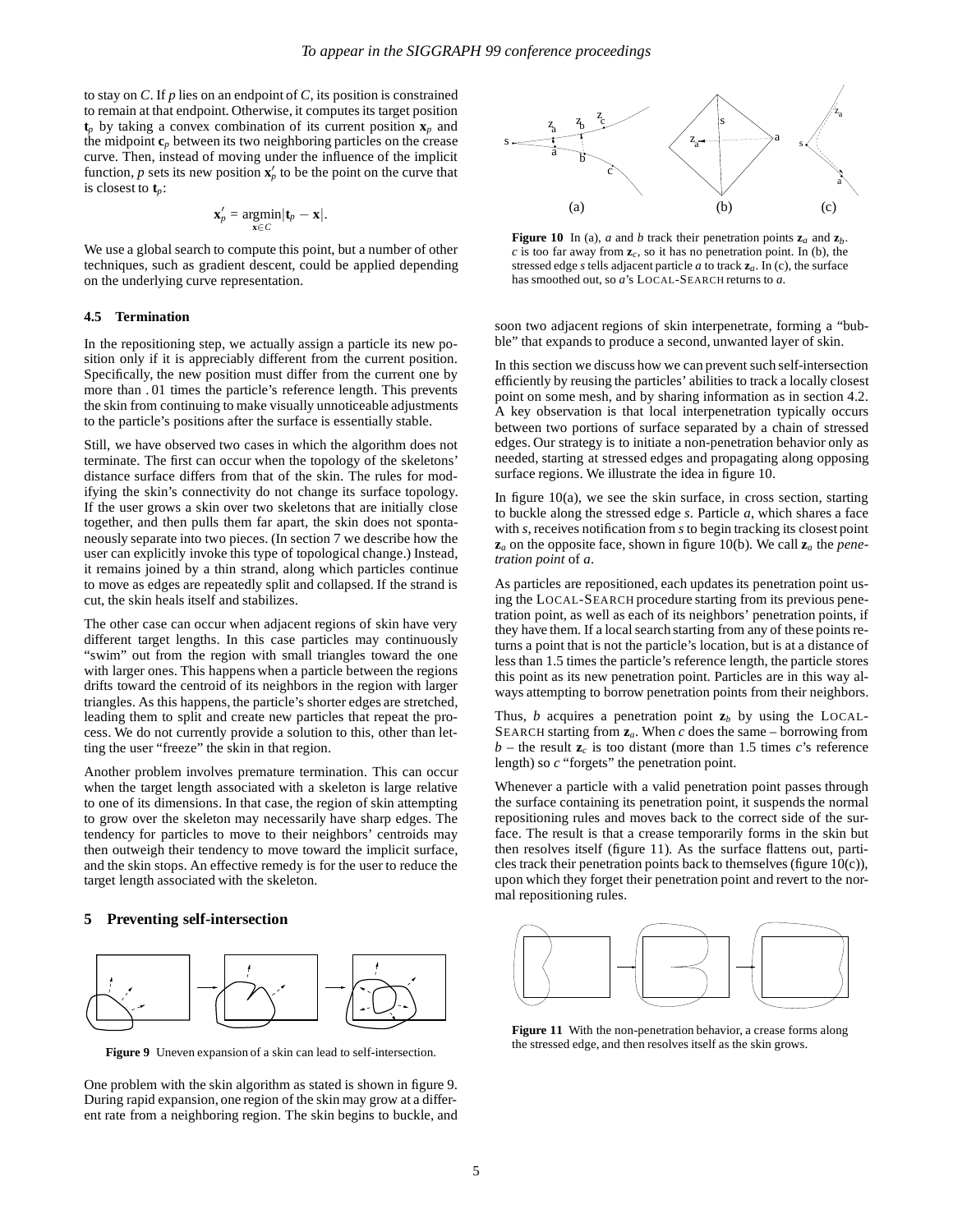to stay on $C$. If $p$ lies on an endpoint of $C$, its position is constrained to remain at that endpoint. Otherwise, it computes its target position $\mathbf{t}_p$ by taking a convex combination of its current position $\mathbf{x}_p$ and the midpoint $\mathbf{c}_p$ between its two neighboring particles on the crease curve. Then, instead of moving under the influence of the implicit function, $p$ sets its new position $\mathbf{x}'_p$ to be the point on the curve that is closest to $\mathbf{t}_p$:

$$\mathbf{x}'_p = \operatorname*{argmin}_{\mathbf{x}\in C} |\mathbf{t}_p - \mathbf{x}|.$$

We use a global search to compute this point, but a number of other techniques, such as gradient descent, could be applied depending on the underlying curve representation.

### 4.5 Termination

In the repositioning step, we actually assign a particle its new position only if it is appreciably different from the current position. Specifically, the new position must differ from the current one by more than .01 times the particle's reference length. This prevents the skin from continuing to make visually unnoticeable adjustments to the particle's positions after the surface is essentially stable.

Still, we have observed two cases in which the algorithm does not terminate. The first can occur when the topology of the skeletons' distance surface differs from that of the skin. The rules for modifying the skin's connectivity do not change its surface topology. If the user grows a skin over two skeletons that are initially close together, and then pulls them far apart, the skin does not spontaneously separate into two pieces. (In section 7 we describe how the user can explicitly invoke this type of topological change.) Instead, it remains joined by a thin strand, along which particles continue to move as edges are repeatedly split and collapsed. If the strand is cut, the skin heals itself and stabilizes.

The other case can occur when adjacent regions of skin have very different target lengths. In this case particles may continuously "swim" out from the region with small triangles toward the one with larger ones. This happens when a particle between the regions drifts toward the centroid of its neighbors in the region with larger triangles. As this happens, the particle's shorter edges are stretched, leading them to split and create new particles that repeat the process. We do not currently provide a solution to this, other than letting the user "freeze" the skin in that region.

Another problem involves premature termination. This can occur when the target length associated with a skeleton is large relative to one of its dimensions. In that case, the region of skin attempting to grow over the skeleton may necessarily have sharp edges. The tendency for particles to move to their neighbors' centroids may then outweigh their tendency to move toward the implicit surface, and the skin stops. An effective remedy is for the user to reduce the target length associated with the skeleton.

## 5 Preventing self-intersection

**Figure 9** Uneven expansion of a skin can lead to self-intersection.

One problem with the skin algorithm as stated is shown in figure 9. During rapid expansion, one region of the skin may grow at a different rate from a neighboring region. The skin begins to buckle, and soon two adjacent regions of skin interpenetrate, forming a "bubble" that expands to produce a second, unwanted layer of skin.

**Figure 10** In (a), $a$ and $b$ track their penetration points $\mathbf{z}_a$ and $\mathbf{z}_b$. $c$ is too far away from $\mathbf{z}_c$, so it has no penetration point. In (b), the stressed edge $s$ tells adjacent particle $a$ to track $\mathbf{z}_a$. In (c), the surface has smoothed out, so $a$'s LOCAL-SEARCH returns to $a$.

In this section we discuss how we can prevent such self-intersection efficiently by reusing the particles' abilities to track a locally closest point on some mesh, and by sharing information as in section 4.2. A key observation is that local interpenetration typically occurs between two portions of surface separated by a chain of stressed edges. Our strategy is to initiate a non-penetration behavior only as needed, starting at stressed edges and propagating along opposing surface regions. We illustrate the idea in figure 10.

In figure 10(a), we see the skin surface, in cross section, starting to buckle along the stressed edge $s$. Particle $a$, which shares a face with $s$, receives notification from $s$ to begin tracking its closest point $\mathbf{z}_a$ on the opposite face, shown in figure 10(b). We call $\mathbf{z}_a$ the *penetration point* of $a$.

As particles are repositioned, each updates its penetration point using the LOCAL-SEARCH procedure starting from its previous penetration point, as well as each of its neighbors' penetration points, if they have them. If a local search starting from any of these points returns a point that is not the particle's location, but is at a distance of less than 1.5 times the particle's reference length, the particle stores this point as its new penetration point. Particles are in this way always attempting to borrow penetration points from their neighbors.

Thus, $b$ acquires a penetration point $\mathbf{z}_b$ by using the LOCAL-SEARCH starting from $\mathbf{z}_a$. When $c$ does the same – borrowing from $b$ – the result $\mathbf{z}_c$ is too distant (more than 1.5 times $c$'s reference length) so $c$ "forgets" the penetration point.

Whenever a particle with a valid penetration point passes through the surface containing its penetration point, it suspends the normal repositioning rules and moves back to the correct side of the surface. The result is that a crease temporarily forms in the skin but then resolves itself (figure 11). As the surface flattens out, particles track their penetration points back to themselves (figure 10(c)), upon which they forget their penetration point and revert to the normal repositioning rules.

**Figure 11** With the non-penetration behavior, a crease forms along the stressed edge, and then resolves itself as the skin grows.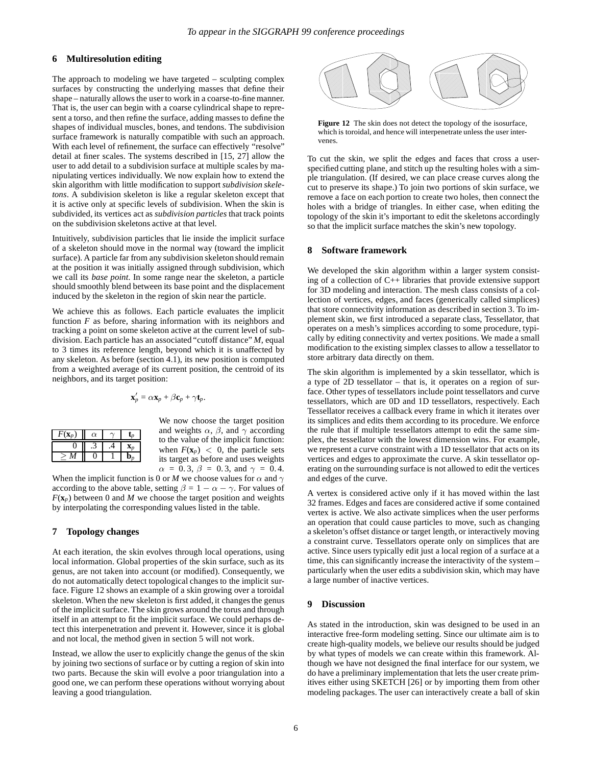## 6 Multiresolution editing

The approach to modeling we have targeted – sculpting complex surfaces by constructing the underlying masses that define their shape – naturally allows the user to work in a coarse-to-fine manner. That is, the user can begin with a coarse cylindrical shape to represent a torso, and then refine the surface, adding masses to define the shapes of individual muscles, bones, and tendons. The subdivision surface framework is naturally compatible with such an approach. With each level of refinement, the surface can effectively "resolve" detail at finer scales. The systems described in [15, 27] allow the user to add detail to a subdivision surface at multiple scales by manipulating vertices individually. We now explain how to extend the skin algorithm with little modification to support *subdivision skeletons*. A subdivision skeleton is like a regular skeleton except that it is active only at specific levels of subdivision. When the skin is subdivided, its vertices act as *subdivision particles* that track points on the subdivision skeletons active at that level.

Intuitively, subdivision particles that lie inside the implicit surface of a skeleton should move in the normal way (toward the implicit surface). A particle far from any subdivision skeleton should remain at the position it was initially assigned through subdivision, which we call its *base point*. In some range near the skeleton, a particle should smoothly blend between its base point and the displacement induced by the skeleton in the region of skin near the particle.

We achieve this as follows. Each particle evaluates the implicit function $F$ as before, sharing information with its neighbors and tracking a point on some skeleton active at the current level of subdivision. Each particle has an associated "cutoff distance" $M$, equal to 3 times its reference length, beyond which it is unaffected by any skeleton. As before (section 4.1), its new position is computed from a weighted average of its current position, the centroid of its neighbors, and its target position:

$$\mathbf{x}'_p = \alpha \mathbf{x}_p + \beta \mathbf{c}_p + \gamma \mathbf{t}_p.$$

| $F(\mathbf{x}_p)$ | $\alpha$ | $\gamma$ | $\mathbf{t}_p$ |
|---|---|---|---|
| 0 | .3 | .4 | $\mathbf{x}_p$ |
| $\geq M$ | 0 | 1 | $\mathbf{b}_p$ |

We now choose the target position and weights $\alpha$, $\beta$, and $\gamma$ according to the value of the implicit function: when $F(\mathbf{x}_p) < 0$, the particle sets its target as before and uses weights $\alpha = 0.3$, $\beta = 0.3$, and $\gamma = 0.4$. When the implicit function is 0 or $M$ we choose values for $\alpha$ and $\gamma$ according to the above table, setting $\beta = 1 - \alpha - \gamma$. For values of $F(\mathbf{x}_p)$ between 0 and $M$ we choose the target position and weights by interpolating the corresponding values listed in the table.

## 7 Topology changes

At each iteration, the skin evolves through local operations, using local information. Global properties of the skin surface, such as its genus, are not taken into account (or modified). Consequently, we do not automatically detect topological changes to the implicit surface. Figure 12 shows an example of a skin growing over a toroidal skeleton. When the new skeleton is first added, it changes the genus of the implicit surface. The skin grows around the torus and through itself in an attempt to fit the implicit surface. We could perhaps detect this interpenetration and prevent it. However, since it is global and not local, the method given in section 5 will not work.

Instead, we allow the user to explicitly change the genus of the skin by joining two sections of surface or by cutting a region of skin into two parts. Because the skin will evolve a poor triangulation into a good one, we can perform these operations without worrying about leaving a good triangulation.

**Figure 12** The skin does not detect the topology of the isosurface, which is toroidal, and hence will interpenetrate unless the user intervenes.

To cut the skin, we split the edges and faces that cross a user-specified cutting plane, and stitch up the resulting holes with a simple triangulation. (If desired, we can place crease curves along the cut to preserve its shape.) To join two portions of skin surface, we remove a face on each portion to create two holes, then connect the holes with a bridge of triangles. In either case, when editing the topology of the skin it's important to edit the skeletons accordingly so that the implicit surface matches the skin's new topology.

## 8 Software framework

We developed the skin algorithm within a larger system consisting of a collection of C++ libraries that provide extensive support for 3D modeling and interaction. The mesh class consists of a collection of vertices, edges, and faces (generically called simplices) that store connectivity information as described in section 3. To implement skin, we first introduced a separate class, Tessellator, that operates on a mesh's simplices according to some procedure, typically by editing connectivity and vertex positions. We made a small modification to the existing simplex classes to allow a tessellator to store arbitrary data directly on them.

The skin algorithm is implemented by a skin tessellator, which is a type of 2D tessellator – that is, it operates on a region of surface. Other types of tessellators include point tessellators and curve tessellators, which are 0D and 1D tessellators, respectively. Each Tessellator receives a callback every frame in which it iterates over its simplices and edits them according to its procedure. We enforce the rule that if multiple tessellators attempt to edit the same simplex, the tessellator with the lowest dimension wins. For example, we represent a curve constraint with a 1D tessellator that acts on its vertices and edges to approximate the curve. A skin tessellator operating on the surrounding surface is not allowed to edit the vertices and edges of the curve.

A vertex is considered active only if it has moved within the last 32 frames. Edges and faces are considered active if some contained vertex is active. We also activate simplices when the user performs an operation that could cause particles to move, such as changing a skeleton's offset distance or target length, or interactively moving a constraint curve. Tessellators operate only on simplices that are active. Since users typically edit just a local region of a surface at a time, this can significantly increase the interactivity of the system – particularly when the user edits a subdivision skin, which may have a large number of inactive vertices.

## 9 Discussion

As stated in the introduction, skin was designed to be used in an interactive free-form modeling setting. Since our ultimate aim is to create high-quality models, we believe our results should be judged by what types of models we can create within this framework. Although we have not designed the final interface for our system, we do have a preliminary implementation that lets the user create primitives either using SKETCH [26] or by importing them from other modeling packages. The user can interactively create a ball of skin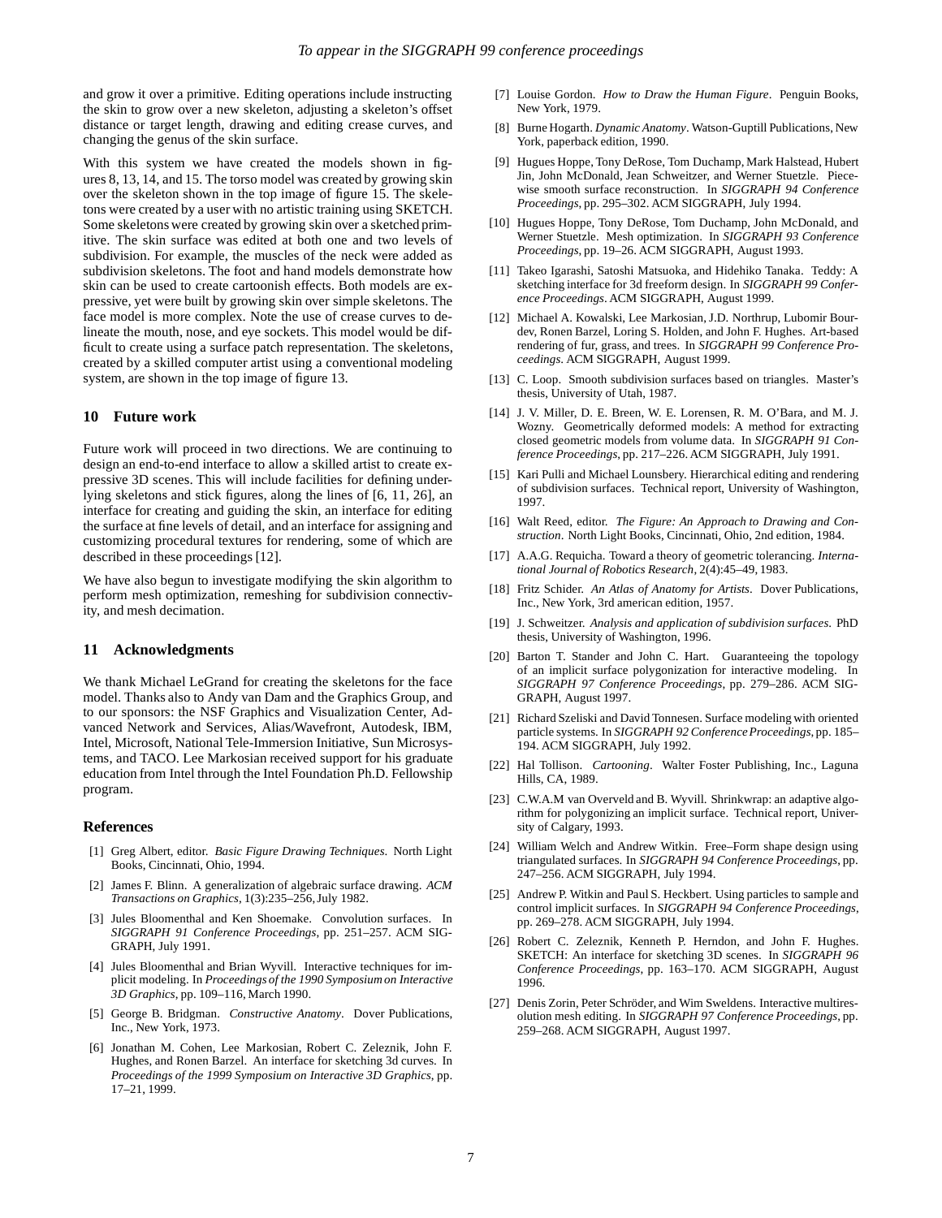and grow it over a primitive. Editing operations include instructing the skin to grow over a new skeleton, adjusting a skeleton's offset distance or target length, drawing and editing crease curves, and changing the genus of the skin surface.

With this system we have created the models shown in figures 8, 13, 14, and 15. The torso model was created by growing skin over the skeleton shown in the top image of figure 15. The skeletons were created by a user with no artistic training using SKETCH. Some skeletons were created by growing skin over a sketched primitive. The skin surface was edited at both one and two levels of subdivision. For example, the muscles of the neck were added as subdivision skeletons. The foot and hand models demonstrate how skin can be used to create cartoonish effects. Both models are expressive, yet were built by growing skin over simple skeletons. The face model is more complex. Note the use of crease curves to delineate the mouth, nose, and eye sockets. This model would be difficult to create using a surface patch representation. The skeletons, created by a skilled computer artist using a conventional modeling system, are shown in the top image of figure 13.

## 10 Future work

Future work will proceed in two directions. We are continuing to design an end-to-end interface to allow a skilled artist to create expressive 3D scenes. This will include facilities for defining underlying skeletons and stick figures, along the lines of [6, 11, 26], an interface for creating and guiding the skin, an interface for editing the surface at fine levels of detail, and an interface for assigning and customizing procedural textures for rendering, some of which are described in these proceedings [12].

We have also begun to investigate modifying the skin algorithm to perform mesh optimization, remeshing for subdivision connectivity, and mesh decimation.

## 11 Acknowledgments

We thank Michael LeGrand for creating the skeletons for the face model. Thanks also to Andy van Dam and the Graphics Group, and to our sponsors: the NSF Graphics and Visualization Center, Advanced Network and Services, Alias/Wavefront, Autodesk, IBM, Intel, Microsoft, National Tele-Immersion Initiative, Sun Microsystems, and TACO. Lee Markosian received support for his graduate education from Intel through the Intel Foundation Ph.D. Fellowship program.

## References

[1] Greg Albert, editor. *Basic Figure Drawing Techniques*. North Light Books, Cincinnati, Ohio, 1994.

[2] James F. Blinn. A generalization of algebraic surface drawing. *ACM Transactions on Graphics*, 1(3):235–256, July 1982.

[3] Jules Bloomenthal and Ken Shoemake. Convolution surfaces. In *SIGGRAPH 91 Conference Proceedings*, pp. 251–257. ACM SIGGRAPH, July 1991.

[4] Jules Bloomenthal and Brian Wyvill. Interactive techniques for implicit modeling. In *Proceedings of the 1990 Symposium on Interactive 3D Graphics*, pp. 109–116, March 1990.

[5] George B. Bridgman. *Constructive Anatomy*. Dover Publications, Inc., New York, 1973.

[6] Jonathan M. Cohen, Lee Markosian, Robert C. Zeleznik, John F. Hughes, and Ronen Barzel. An interface for sketching 3d curves. In *Proceedings of the 1999 Symposium on Interactive 3D Graphics*, pp. 17–21, 1999.

[7] Louise Gordon. *How to Draw the Human Figure*. Penguin Books, New York, 1979.

[8] Burne Hogarth. *Dynamic Anatomy*. Watson-Guptill Publications, New York, paperback edition, 1990.

[9] Hugues Hoppe, Tony DeRose, Tom Duchamp, Mark Halstead, Hubert Jin, John McDonald, Jean Schweitzer, and Werner Stuetzle. Piecewise smooth surface reconstruction. In *SIGGRAPH 94 Conference Proceedings*, pp. 295–302. ACM SIGGRAPH, July 1994.

[10] Hugues Hoppe, Tony DeRose, Tom Duchamp, John McDonald, and Werner Stuetzle. Mesh optimization. In *SIGGRAPH 93 Conference Proceedings*, pp. 19–26. ACM SIGGRAPH, August 1993.

[11] Takeo Igarashi, Satoshi Matsuoka, and Hidehiko Tanaka. Teddy: A sketching interface for 3d freeform design. In *SIGGRAPH 99 Conference Proceedings*. ACM SIGGRAPH, August 1999.

[12] Michael A. Kowalski, Lee Markosian, J.D. Northrup, Lubomir Bourdev, Ronen Barzel, Loring S. Holden, and John F. Hughes. Art-based rendering of fur, grass, and trees. In *SIGGRAPH 99 Conference Proceedings*. ACM SIGGRAPH, August 1999.

[13] C. Loop. Smooth subdivision surfaces based on triangles. Master's thesis, University of Utah, 1987.

[14] J. V. Miller, D. E. Breen, W. E. Lorensen, R. M. O'Bara, and M. J. Wozny. Geometrically deformed models: A method for extracting closed geometric models from volume data. In *SIGGRAPH 91 Conference Proceedings*, pp. 217–226. ACM SIGGRAPH, July 1991.

[15] Kari Pulli and Michael Lounsbery. Hierarchical editing and rendering of subdivision surfaces. Technical report, University of Washington, 1997.

[16] Walt Reed, editor. *The Figure: An Approach to Drawing and Construction*. North Light Books, Cincinnati, Ohio, 2nd edition, 1984.

[17] A.A.G. Requicha. Toward a theory of geometric tolerancing. *International Journal of Robotics Research*, 2(4):45–49, 1983.

[18] Fritz Schider. *An Atlas of Anatomy for Artists*. Dover Publications, Inc., New York, 3rd american edition, 1957.

[19] J. Schweitzer. *Analysis and application of subdivision surfaces*. PhD thesis, University of Washington, 1996.

[20] Barton T. Stander and John C. Hart. Guaranteeing the topology of an implicit surface polygonization for interactive modeling. In *SIGGRAPH 97 Conference Proceedings*, pp. 279–286. ACM SIGGRAPH, August 1997.

[21] Richard Szeliski and David Tonnesen. Surface modeling with oriented particle systems. In *SIGGRAPH 92 Conference Proceedings*, pp. 185–194. ACM SIGGRAPH, July 1992.

[22] Hal Tollison. *Cartooning*. Walter Foster Publishing, Inc., Laguna Hills, CA, 1989.

[23] C.W.A.M van Overveld and B. Wyvill. Shrinkwrap: an adaptive algorithm for polygonizing an implicit surface. Technical report, University of Calgary, 1993.

[24] William Welch and Andrew Witkin. Free–Form shape design using triangulated surfaces. In *SIGGRAPH 94 Conference Proceedings*, pp. 247–256. ACM SIGGRAPH, July 1994.

[25] Andrew P. Witkin and Paul S. Heckbert. Using particles to sample and control implicit surfaces. In *SIGGRAPH 94 Conference Proceedings*, pp. 269–278. ACM SIGGRAPH, July 1994.

[26] Robert C. Zeleznik, Kenneth P. Herndon, and John F. Hughes. SKETCH: An interface for sketching 3D scenes. In *SIGGRAPH 96 Conference Proceedings*, pp. 163–170. ACM SIGGRAPH, August 1996.

[27] Denis Zorin, Peter Schröder, and Wim Sweldens. Interactive multiresolution mesh editing. In *SIGGRAPH 97 Conference Proceedings*, pp. 259–268. ACM SIGGRAPH, August 1997.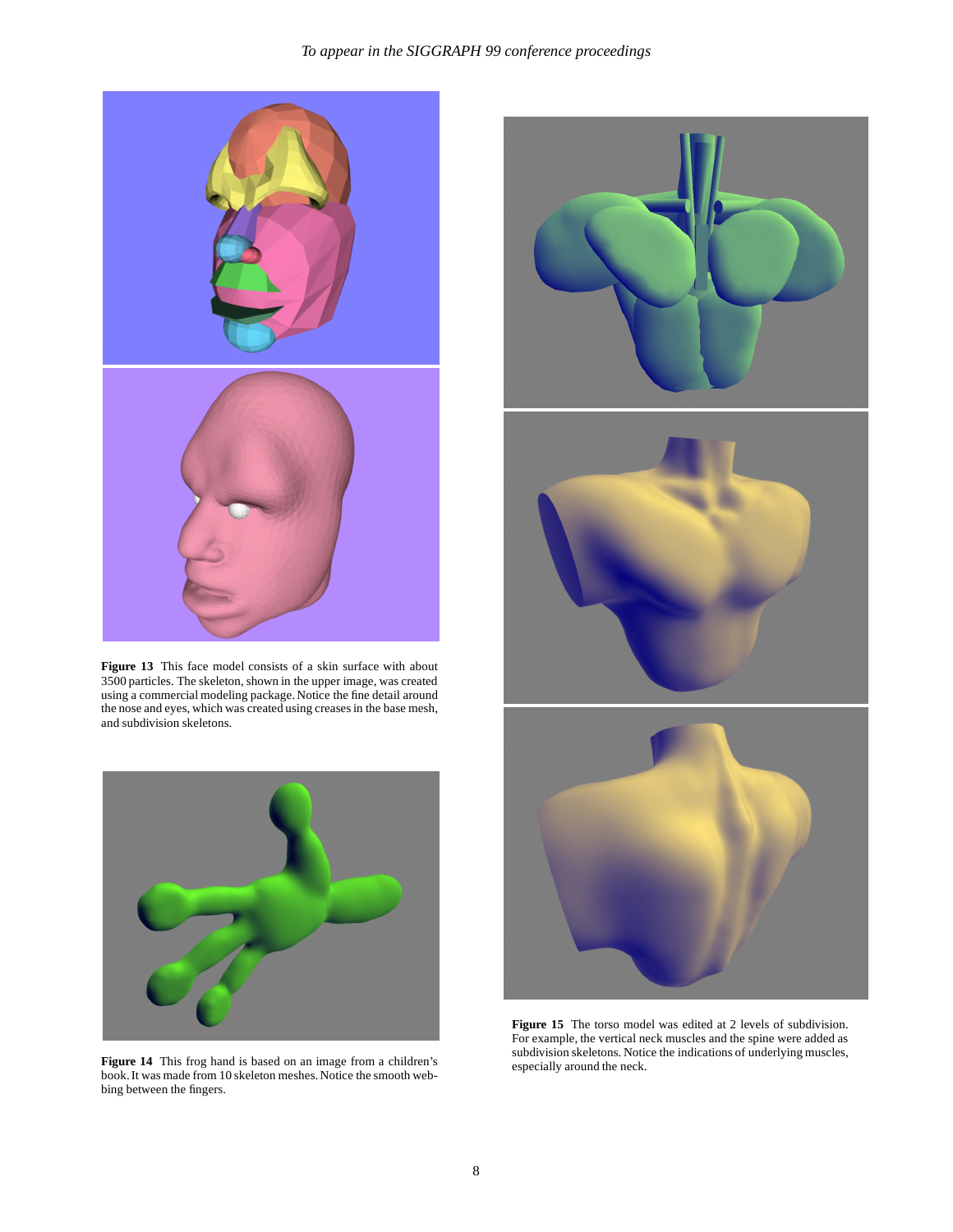**Figure 13** This face model consists of a skin surface with about 3500 particles. The skeleton, shown in the upper image, was created using a commercial modeling package. Notice the fine detail around the nose and eyes, which was created using creases in the base mesh, and subdivision skeletons.

**Figure 14** This frog hand is based on an image from a children's book. It was made from 10 skeleton meshes. Notice the smooth webbing between the fingers.

**Figure 15** The torso model was edited at 2 levels of subdivision. For example, the vertical neck muscles and the spine were added as subdivision skeletons. Notice the indications of underlying muscles, especially around the neck.